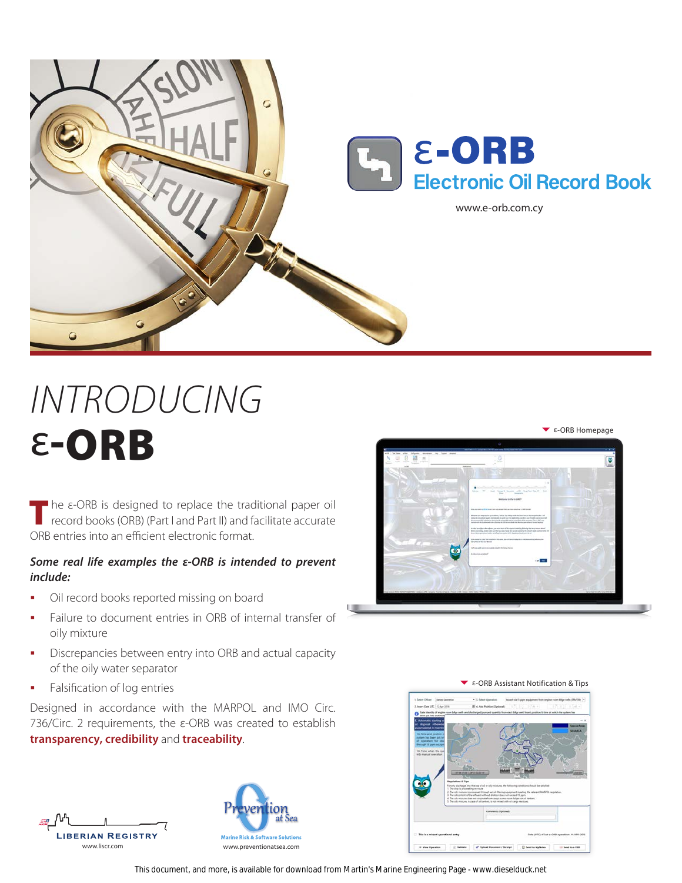# ε-ORB

## Electronic Oil Record Book

www.e-orb.com.cy

# *INTRODUCING* ε-ORB

The ε-ORB is designed to replace the traditional paper oil record books (ORB) (Part I and Part II) and facilitate accurate ORB entries into an efficient electronic format.

***Some real life examples the ε-ORB is intended to prevent include:***

- Oil record books reported missing on board
- Failure to document entries in ORB of internal transfer of oily mixture
- Discrepancies between entry into ORB and actual capacity of the oily water separator
- Falsification of log entries

Designed in accordance with the MARPOL and IMO Circ. 736/Circ. 2 requirements, the ε-ORB was created to establish **transparency, credibility** and **traceability**.

ε-ORB Homepage

ε-ORB Assistant Notification & Tips

LIBERIAN REGISTRY
www.liscr.com

Prevention at Sea
Marine Risk & Software Solutions
www.preventionatsea.com

This document, and more, is available for download from Martin's Marine Engineering Page - www.dieselduck.net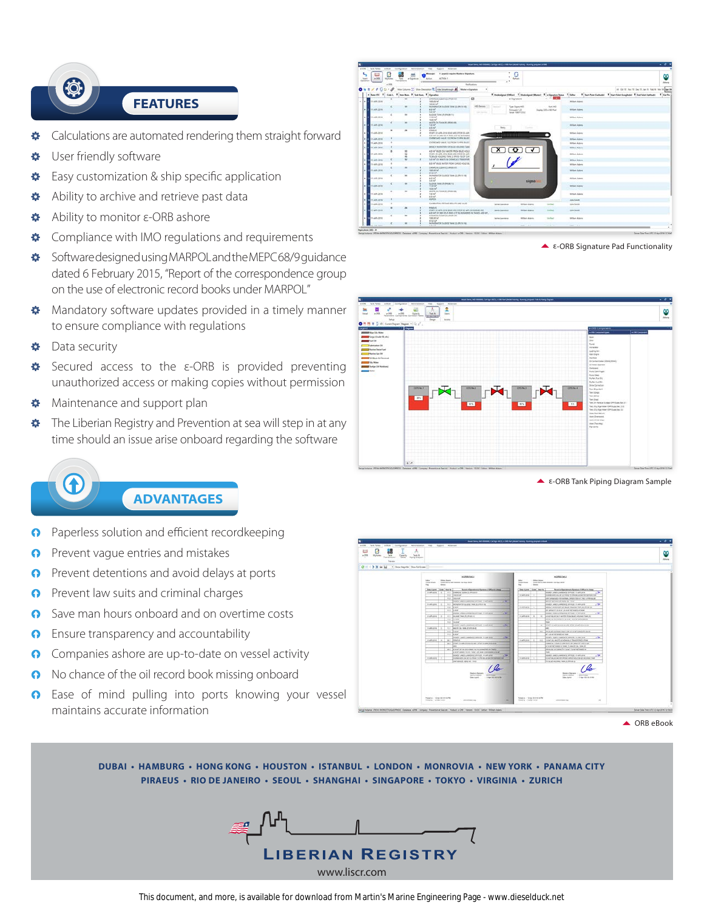## FEATURES

- Calculations are automated rendering them straight forward
- User friendly software
- Easy customization & ship specific application
- Ability to archive and retrieve past data
- Ability to monitor ε-ORB ashore
- Compliance with IMO regulations and requirements
- Software designed using MARPOL and the MEPC 68/9 guidance dated 6 February 2015, "Report of the correspondence group on the use of electronic record books under MARPOL"
- Mandatory software updates provided in a timely manner to ensure compliance with regulations
- Data security
- Secured access to the ε-ORB is provided preventing unauthorized access or making copies without permission
- Maintenance and support plan
- The Liberian Registry and Prevention at sea will step in at any time should an issue arise onboard regarding the software

ε-ORB Signature Pad Functionality

ε-ORB Tank Piping Diagram Sample

## ADVANTAGES

- Paperless solution and efficient recordkeeping
- Prevent vague entries and mistakes
- Prevent detentions and avoid delays at ports
- Prevent law suits and criminal charges
- Save man hours onboard and on overtime costs
- Ensure transparency and accountability
- Companies ashore are up-to-date on vessel activity
- No chance of the oil record book missing onboard
- Ease of mind pulling into ports knowing your vessel maintains accurate information

ORB eBook

DUBAI • HAMBURG • HONG KONG • HOUSTON • ISTANBUL • LONDON • MONROVIA • NEW YORK • PANAMA CITY
PIRAEUS • RIO DE JANEIRO • SEOUL • SHANGHAI • SINGAPORE • TOKYO • VIRGINIA • ZURICH

LIBERIAN REGISTRY

www.liscr.com

This document, and more, is available for download from Martin's Marine Engineering Page - www.dieselduck.net